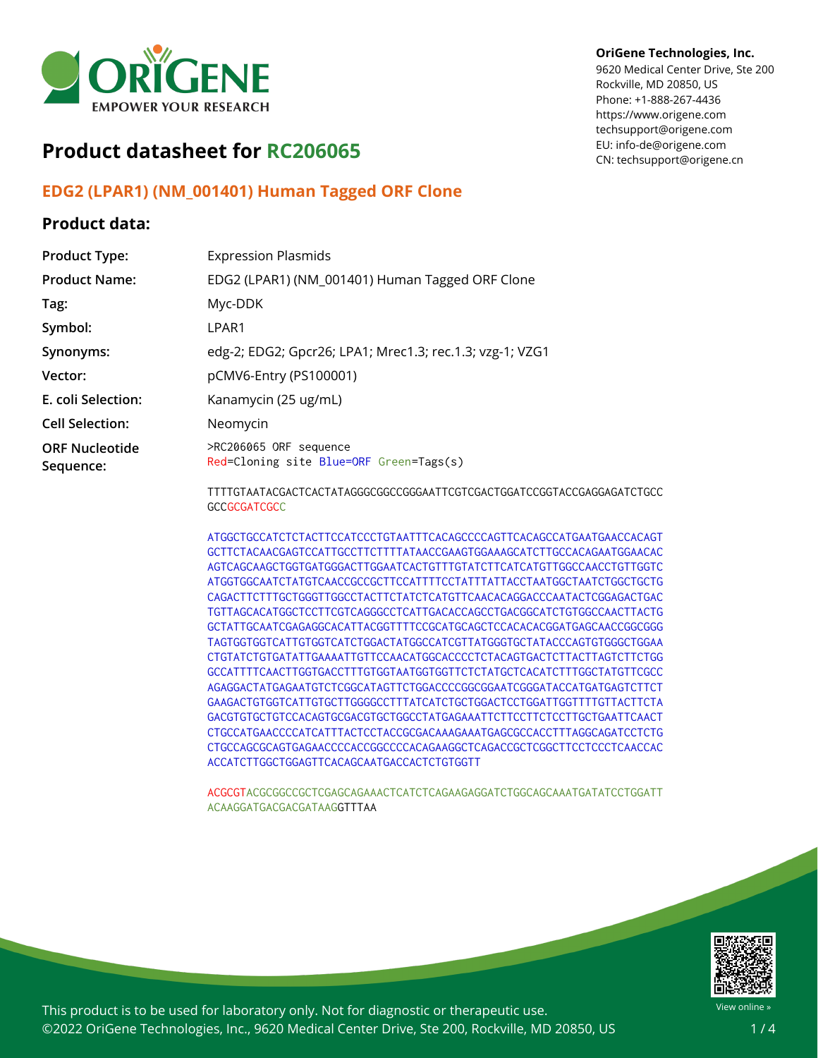OriGene Technologies, Inc.
9620 Medical Center Drive, Ste 200
Rockville, MD 20850, US
Phone: +1-888-267-4436
https://www.origene.com
techsupport@origene.com
EU: info-de@origene.com
CN: techsupport@origene.cn

# Product datasheet for RC206065

## EDG2 (LPAR1) (NM_001401) Human Tagged ORF Clone

### Product data:

| | |
|---|---|
| **Product Type:** | Expression Plasmids |
| **Product Name:** | EDG2 (LPAR1) (NM_001401) Human Tagged ORF Clone |
| **Tag:** | Myc-DDK |
| **Symbol:** | LPAR1 |
| **Synonyms:** | edg-2; EDG2; Gpcr26; LPA1; Mrec1.3; rec.1.3; vzg-1; VZG1 |
| **Vector:** | pCMV6-Entry (PS100001) |
| **E. coli Selection:** | Kanamycin (25 ug/mL) |
| **Cell Selection:** | Neomycin |

**ORF Nucleotide Sequence:**

```
>RC206065 ORF sequence
Red=Cloning site Blue=ORF Green=Tags(s)

TTTTGTAATACGACTCACTATAGGGCGGCCGGGAATTCGTCGACTGGATCCGGTACCGAGGAGATCTGCC
GCCGCGATCGCC

ATGGCTGCCATCTCTACTTCCATCCCTGTAATTTCACAGCCCCAGTTCACAGCCATGAATGAACCACAGT
GCTTCTACAACGAGTCCATTGCCTTCTTTTATAACCGAAGTGGAAAGCATCTTGCCACAGAATGGAACAC
AGTCAGCAAGCTGGTGATGGGACTTGGAATCACTGTTTGTATCTTCATCATGTTGGCCAACCTGTTGGTC
ATGGTGGCAATCTATGTCAACCGCCGCTTCCATTTTCCTATTTATTACCTAATGGCTAATCTGGCTGCTG
CAGACTTCTTTGCTGGGTTGGCCTACTTCTATCTCATGTTCAACACAGGACCCAATACTCGGAGACTGAC
TGTTAGCACATGGCTCCTTCGTCAGGGCCTCATTGACACCAGCCTGACGGCATCTGTGGCCAACTTACTG
GCTATTGCAATCGAGAGGCACATTACGGTTTTCCGCATGCAGCTCCACACACGGATGAGCAACCGGCGGG
TAGTGGTGGTCATTGTGGTCATCTGGACTATGGCCATCGTTATGGGTGCTATACCCAGTGTGGGCTGGAA
CTGTATCTGTGATATTGAAAATTGTTCCAACATGGCACCCCTCTACAGTGACTCTTACTTAGTCTTCTGG
GCCATTTTCAACTTGGTGACCTTTGTGGTAATGGTGGTTCTCTATGCTCACATCTTTGGCTATGTTCGCC
AGAGGACTATGAGAATGTCTCGGCATAGTTCTGGACCCCGGCGGAATCGGGATACCATGATGAGTCTTCT
GAAGACTGTGGTCATTGTGCTTGGGGCCTTTATCATCTGCTGGACTCCTGGATTGGTTTTGTTACTTCTA
GACGTGTGCTGTCCACAGTGCGACGTGCTGGCCTATGAGAAATTCTTCCTTCTCCTTGCTGAATTCAACT
CTGCCATGAACCCCATCATTTACTCCTACCGCGACAAAGAAATGAGCGCCACCTTTAGGCAGATCCTCTG
CTGCCAGCGCAGTGAGAACCCCACCGGCCCCACAGAAGGCTCAGACCGCTCGGCTTCCTCCCTCAACCAC
ACCATCTTGGCTGGAGTTCACAGCAATGACCACTCTGTGGTT

ACGCGTACGCGGCCGCTCGAGCAGAAACTCATCTCAGAAGAGGATCTGGCAGCAAATGATATCCTGGATT
ACAAGGATGACGACGATAAGGTTTAA
```

This product is to be used for laboratory only. Not for diagnostic or therapeutic use.
©2022 OriGene Technologies, Inc., 9620 Medical Center Drive, Ste 200, Rockville, MD 20850, US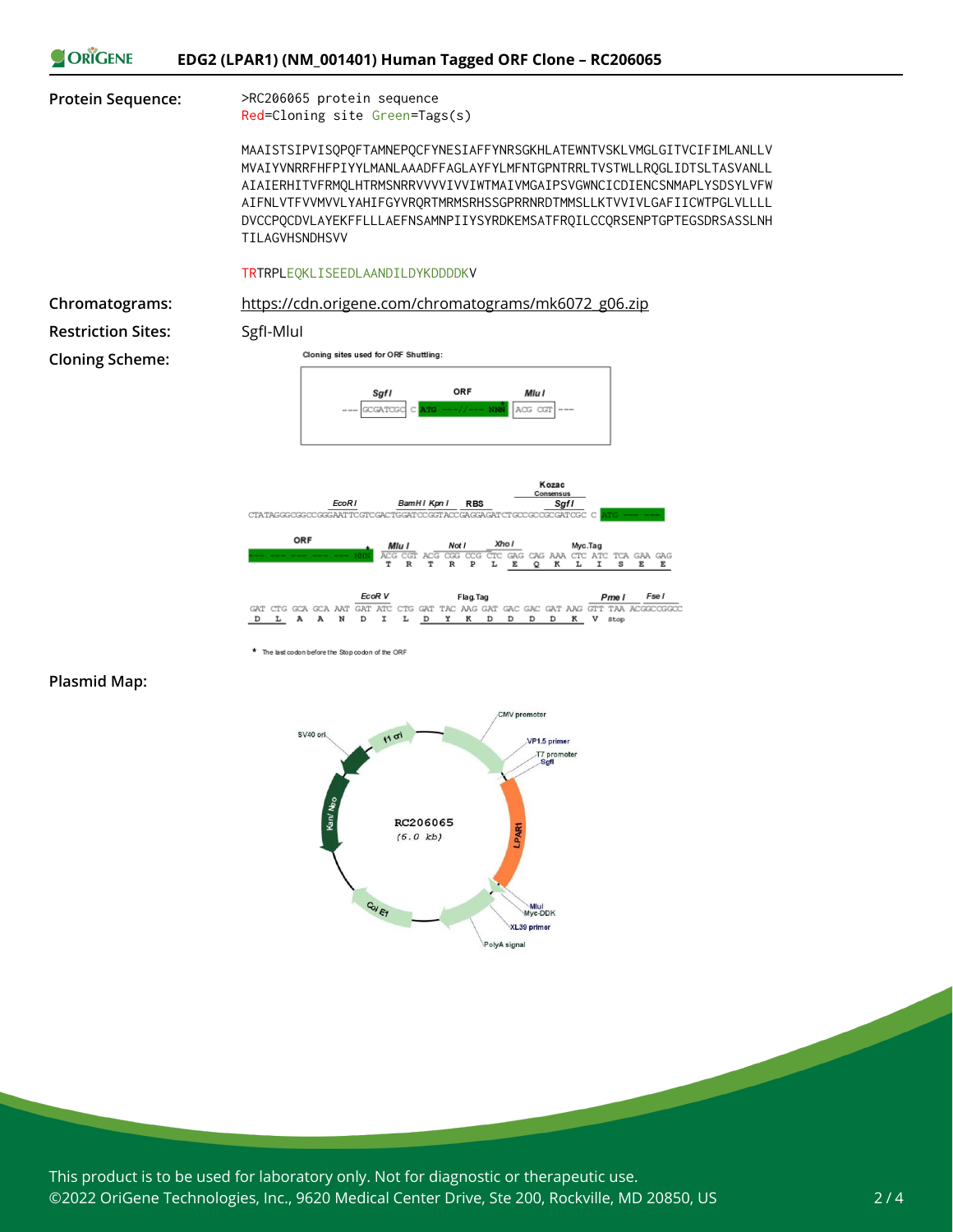**Protein Sequence:**

```
>RC206065 protein sequence
Red=Cloning site Green=Tags(s)

MAAISTSIPVISQPQFTAMNEPQCFYNESIAFFYNRSGKHLATEWNTVSKLVMGLGITVCIFIMLANLLV
MVAIYVNRRFHFPIYYLMANLAAADFFAGLAYFYLMFNTGPNTRRLTVSTWLLRQGLIDTSLTASVANLL
AIAIERHITVFRMQLHTRMSNRRVVVVIVVIWTMAIVMGAIPSVGWNCICDIENCSNMAPLYSDSYLVFW
AIFNLVTFVVMVVLYAHIFGYVRQRTMRMSRHSSGPRRNRDTMMSLLKTVVIVLGAFIICWTPGLVLLLL
DVCCPQCDVLAYEKFFLLLAEFNSAMNPIIYSYRDKEMSATFRQILCCQRSENPTGPTEGSDRSASSLNH
TILAGVHSNDHSVV

TRTRPLEQKLISEEDLAANDILDYKDDDDKV
```

**Chromatograms:** https://cdn.origene.com/chromatograms/mk6072_g06.zip

**Restriction Sites:** SgfI-MluI

**Cloning Scheme:**

Cloning sites used for ORF Shuttling:

--- SgfI GCGATCGC C ATG ---//--- NNN* MluI ACG CGT ---

CTATAGGGCGGCCGGGAATTCGTCGACTGGATCCGGTACCGAGGAGATCTGCCGCCGCGATCGC C ATG --- --- (EcoR I, BamH I, Kpn I, RBS, Kozac Consensus, Sgf I)

ORF: --- --- --- --- --- NNN* ACG CGT ACG CGG CCG CTC GAG CAG AAA CTC ATC TCA GAA GAG (Mlu I, Not I, Xho I, Myc.Tag)
T R T R P L E Q K L I S E E

GAT CTG GCA GCA AAT GAT ATC CTG GAT TAC AAG GAT GAC GAC GAT AAG GTT TAA ACGGCCGGCC (EcoR V, Flag.Tag, Pme I, Fse I)
D L A A N D I L D Y K D D D D K V Stop

\* The last codon before the Stop codon of the ORF

**Plasmid Map:**

RC206065 (6.0 kb): CMV promoter, VP1.5 primer, T7 promoter, SgfI, LPAR1, MluI, Myc-DDK, XL39 primer, PolyA signal, Col E1, Kan/ Neo, SV40 ori, f1 ori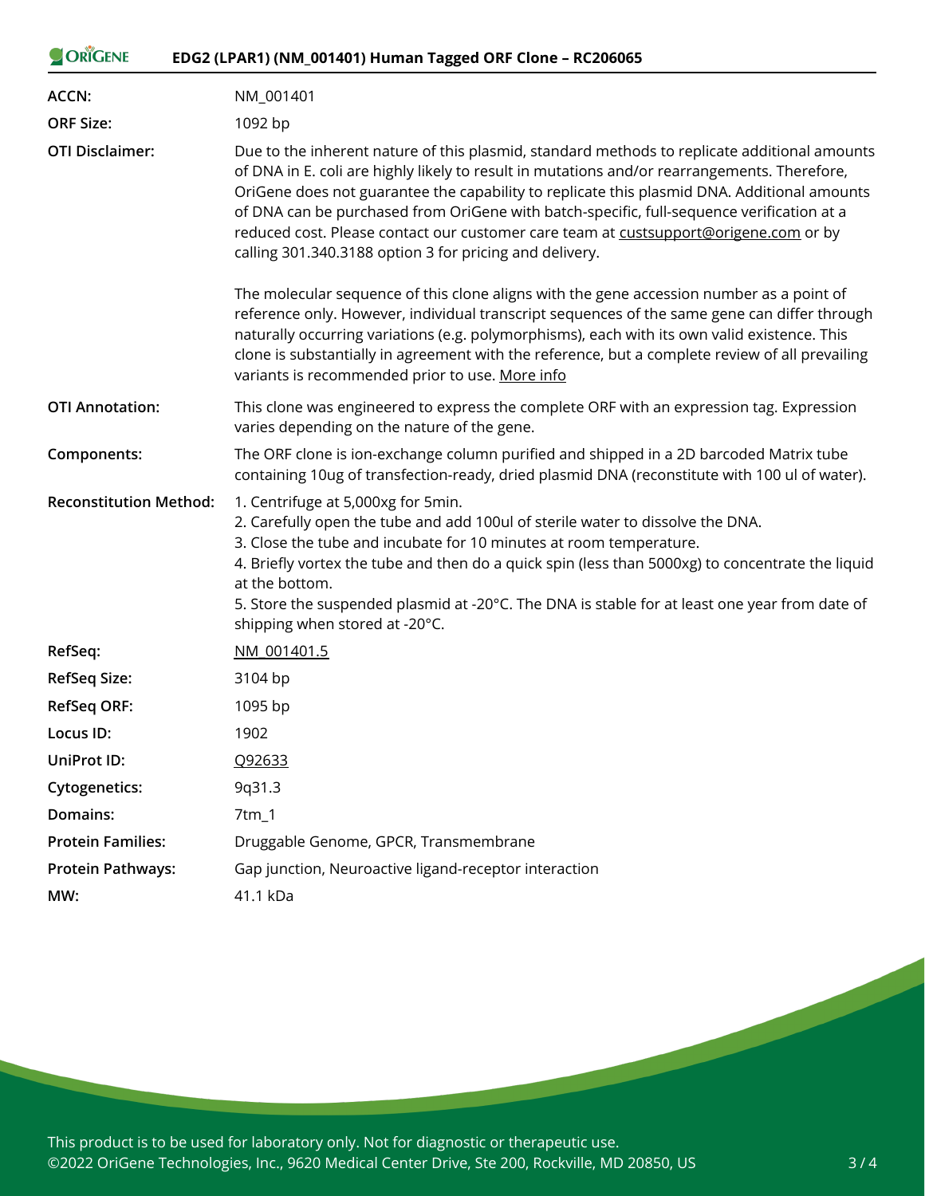| | |
|---|---|
| **ACCN:** | NM_001401 |
| **ORF Size:** | 1092 bp |
| **OTI Disclaimer:** | Due to the inherent nature of this plasmid, standard methods to replicate additional amounts of DNA in E. coli are highly likely to result in mutations and/or rearrangements. Therefore, OriGene does not guarantee the capability to replicate this plasmid DNA. Additional amounts of DNA can be purchased from OriGene with batch-specific, full-sequence verification at a reduced cost. Please contact our customer care team at custsupport@origene.com or by calling 301.340.3188 option 3 for pricing and delivery.<br><br>The molecular sequence of this clone aligns with the gene accession number as a point of reference only. However, individual transcript sequences of the same gene can differ through naturally occurring variations (e.g. polymorphisms), each with its own valid existence. This clone is substantially in agreement with the reference, but a complete review of all prevailing variants is recommended prior to use. More info |
| **OTI Annotation:** | This clone was engineered to express the complete ORF with an expression tag. Expression varies depending on the nature of the gene. |
| **Components:** | The ORF clone is ion-exchange column purified and shipped in a 2D barcoded Matrix tube containing 10ug of transfection-ready, dried plasmid DNA (reconstitute with 100 ul of water). |
| **Reconstitution Method:** | 1. Centrifuge at 5,000xg for 5min.<br>2. Carefully open the tube and add 100ul of sterile water to dissolve the DNA.<br>3. Close the tube and incubate for 10 minutes at room temperature.<br>4. Briefly vortex the tube and then do a quick spin (less than 5000xg) to concentrate the liquid at the bottom.<br>5. Store the suspended plasmid at -20°C. The DNA is stable for at least one year from date of shipping when stored at -20°C. |
| **RefSeq:** | NM_001401.5 |
| **RefSeq Size:** | 3104 bp |
| **RefSeq ORF:** | 1095 bp |
| **Locus ID:** | 1902 |
| **UniProt ID:** | Q92633 |
| **Cytogenetics:** | 9q31.3 |
| **Domains:** | 7tm_1 |
| **Protein Families:** | Druggable Genome, GPCR, Transmembrane |
| **Protein Pathways:** | Gap junction, Neuroactive ligand-receptor interaction |
| **MW:** | 41.1 kDa |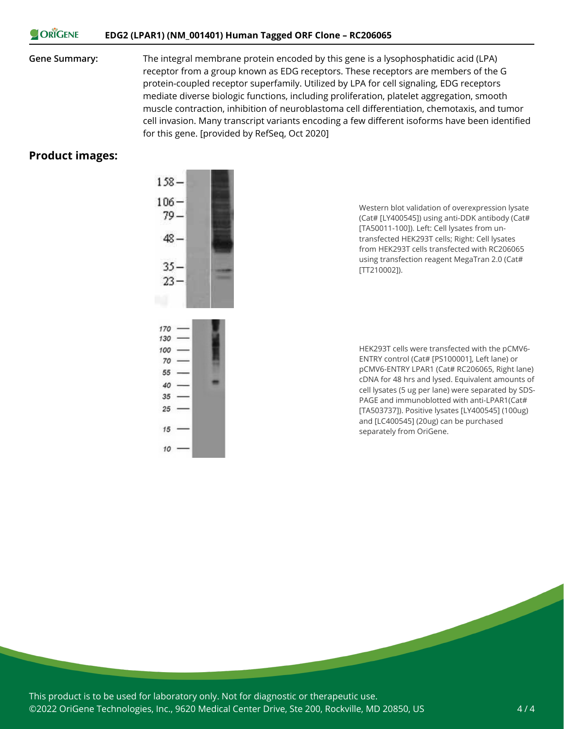**Gene Summary:** The integral membrane protein encoded by this gene is a lysophosphatidic acid (LPA) receptor from a group known as EDG receptors. These receptors are members of the G protein-coupled receptor superfamily. Utilized by LPA for cell signaling, EDG receptors mediate diverse biologic functions, including proliferation, platelet aggregation, smooth muscle contraction, inhibition of neuroblastoma cell differentiation, chemotaxis, and tumor cell invasion. Many transcript variants encoding a few different isoforms have been identified for this gene. [provided by RefSeq, Oct 2020]

## Product images:

158
106
79
48
35
23

Western blot validation of overexpression lysate (Cat# [LY400545]) using anti-DDK antibody (Cat# [TA50011-100]). Left: Cell lysates from un-transfected HEK293T cells; Right: Cell lysates from HEK293T cells transfected with RC206065 using transfection reagent MegaTran 2.0 (Cat# [TT210002]).

170
130
100
70
55
40
35
25
15
10

HEK293T cells were transfected with the pCMV6-ENTRY control (Cat# [PS100001], Left lane) or pCMV6-ENTRY LPAR1 (Cat# RC206065, Right lane) cDNA for 48 hrs and lysed. Equivalent amounts of cell lysates (5 ug per lane) were separated by SDS-PAGE and immunoblotted with anti-LPAR1(Cat# [TA503737]). Positive lysates [LY400545] (100ug) and [LC400545] (20ug) can be purchased separately from OriGene.

This product is to be used for laboratory only. Not for diagnostic or therapeutic use.
©2022 OriGene Technologies, Inc., 9620 Medical Center Drive, Ste 200, Rockville, MD 20850, US